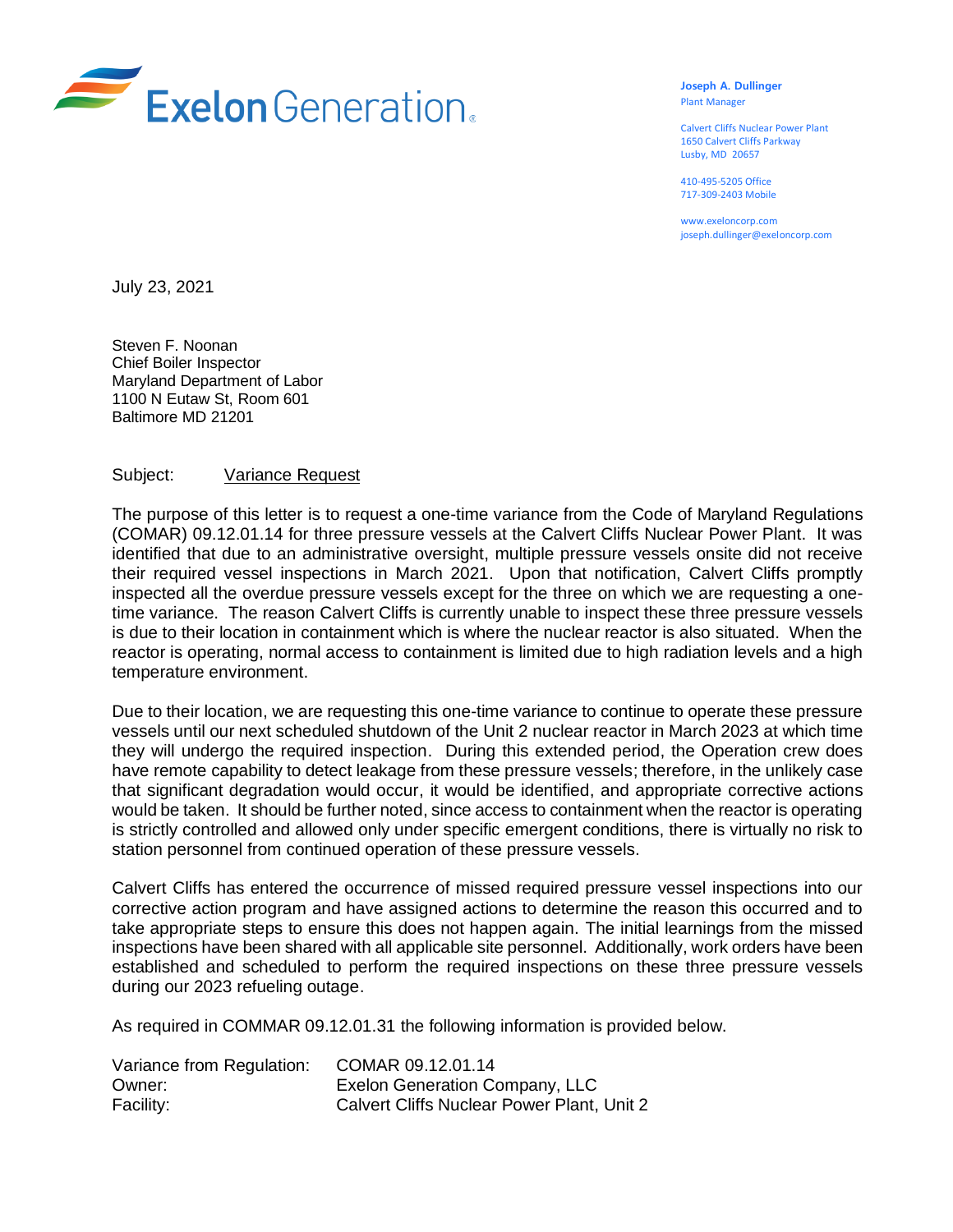Exelon Generation

**Joseph A. Dullinger**
Plant Manager

Calvert Cliffs Nuclear Power Plant
1650 Calvert Cliffs Parkway
Lusby, MD 20657

410-495-5205 Office
717-309-2403 Mobile

www.exeloncorp.com
joseph.dullinger@exeloncorp.com

July 23, 2021

Steven F. Noonan
Chief Boiler Inspector
Maryland Department of Labor
1100 N Eutaw St, Room 601
Baltimore MD 21201

Subject: Variance Request

The purpose of this letter is to request a one-time variance from the Code of Maryland Regulations (COMAR) 09.12.01.14 for three pressure vessels at the Calvert Cliffs Nuclear Power Plant. It was identified that due to an administrative oversight, multiple pressure vessels onsite did not receive their required vessel inspections in March 2021. Upon that notification, Calvert Cliffs promptly inspected all the overdue pressure vessels except for the three on which we are requesting a one-time variance. The reason Calvert Cliffs is currently unable to inspect these three pressure vessels is due to their location in containment which is where the nuclear reactor is also situated. When the reactor is operating, normal access to containment is limited due to high radiation levels and a high temperature environment.

Due to their location, we are requesting this one-time variance to continue to operate these pressure vessels until our next scheduled shutdown of the Unit 2 nuclear reactor in March 2023 at which time they will undergo the required inspection. During this extended period, the Operation crew does have remote capability to detect leakage from these pressure vessels; therefore, in the unlikely case that significant degradation would occur, it would be identified, and appropriate corrective actions would be taken. It should be further noted, since access to containment when the reactor is operating is strictly controlled and allowed only under specific emergent conditions, there is virtually no risk to station personnel from continued operation of these pressure vessels.

Calvert Cliffs has entered the occurrence of missed required pressure vessel inspections into our corrective action program and have assigned actions to determine the reason this occurred and to take appropriate steps to ensure this does not happen again. The initial learnings from the missed inspections have been shared with all applicable site personnel. Additionally, work orders have been established and scheduled to perform the required inspections on these three pressure vessels during our 2023 refueling outage.

As required in COMMAR 09.12.01.31 the following information is provided below.

Variance from Regulation: COMAR 09.12.01.14
Owner: Exelon Generation Company, LLC
Facility: Calvert Cliffs Nuclear Power Plant, Unit 2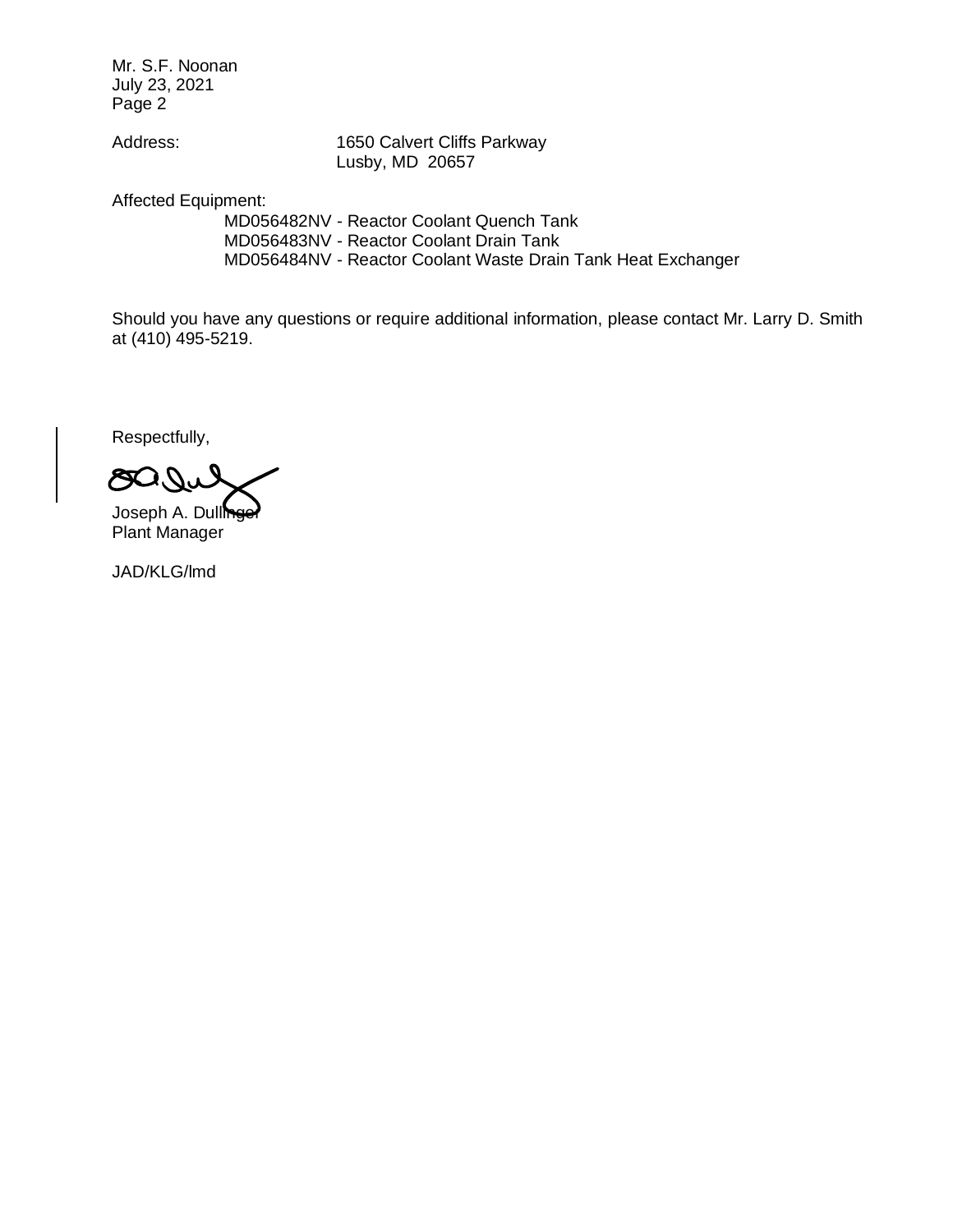Mr. S.F. Noonan
July 23, 2021

Address: 1650 Calvert Cliffs Parkway
Lusby, MD 20657

Affected Equipment:

MD056482NV - Reactor Coolant Quench Tank
MD056483NV - Reactor Coolant Drain Tank
MD056484NV - Reactor Coolant Waste Drain Tank Heat Exchanger

Should you have any questions or require additional information, please contact Mr. Larry D. Smith at (410) 495-5219.

Respectfully,

Joseph A. Dullinger
Plant Manager

JAD/KLG/lmd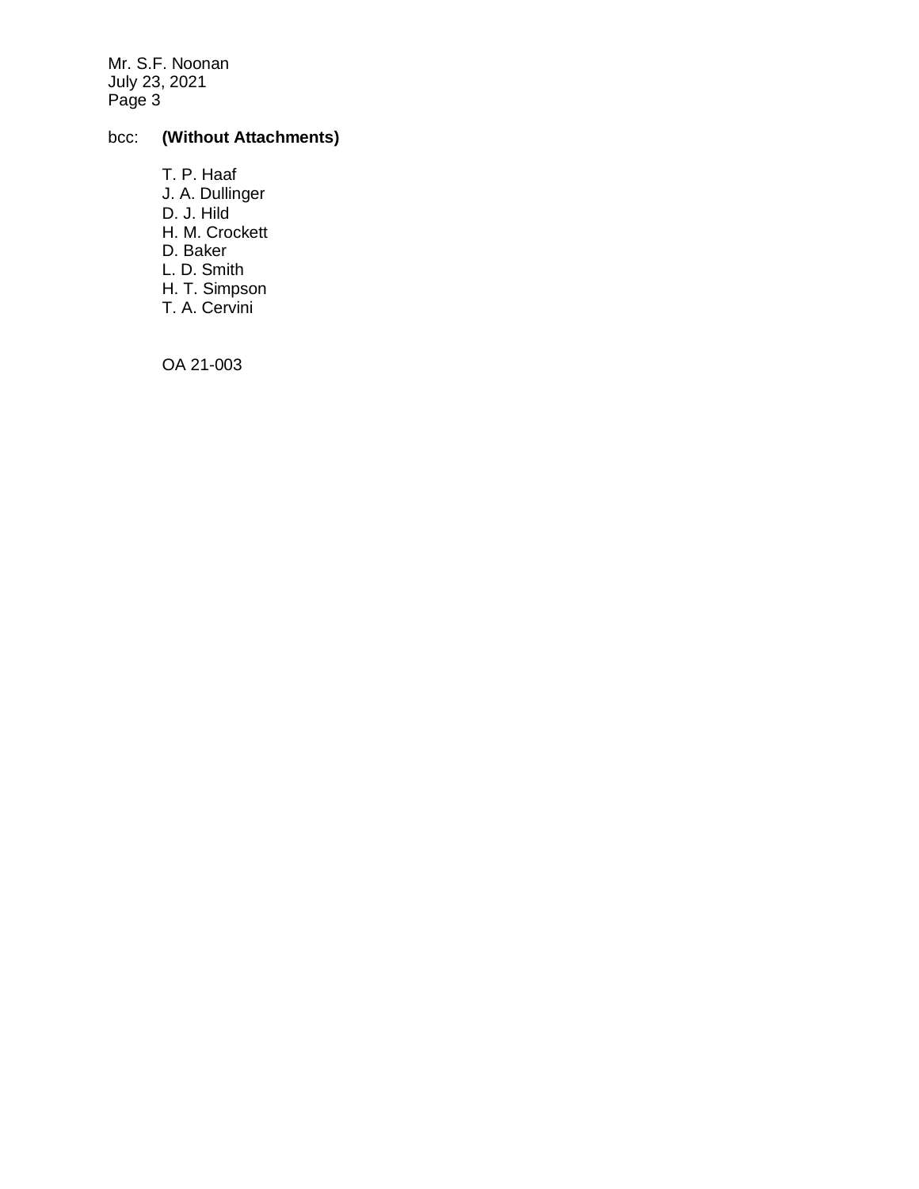bcc: **(Without Attachments)**

T. P. Haaf
J. A. Dullinger
D. J. Hild
H. M. Crockett
D. Baker
L. D. Smith
H. T. Simpson
T. A. Cervini

OA 21-003